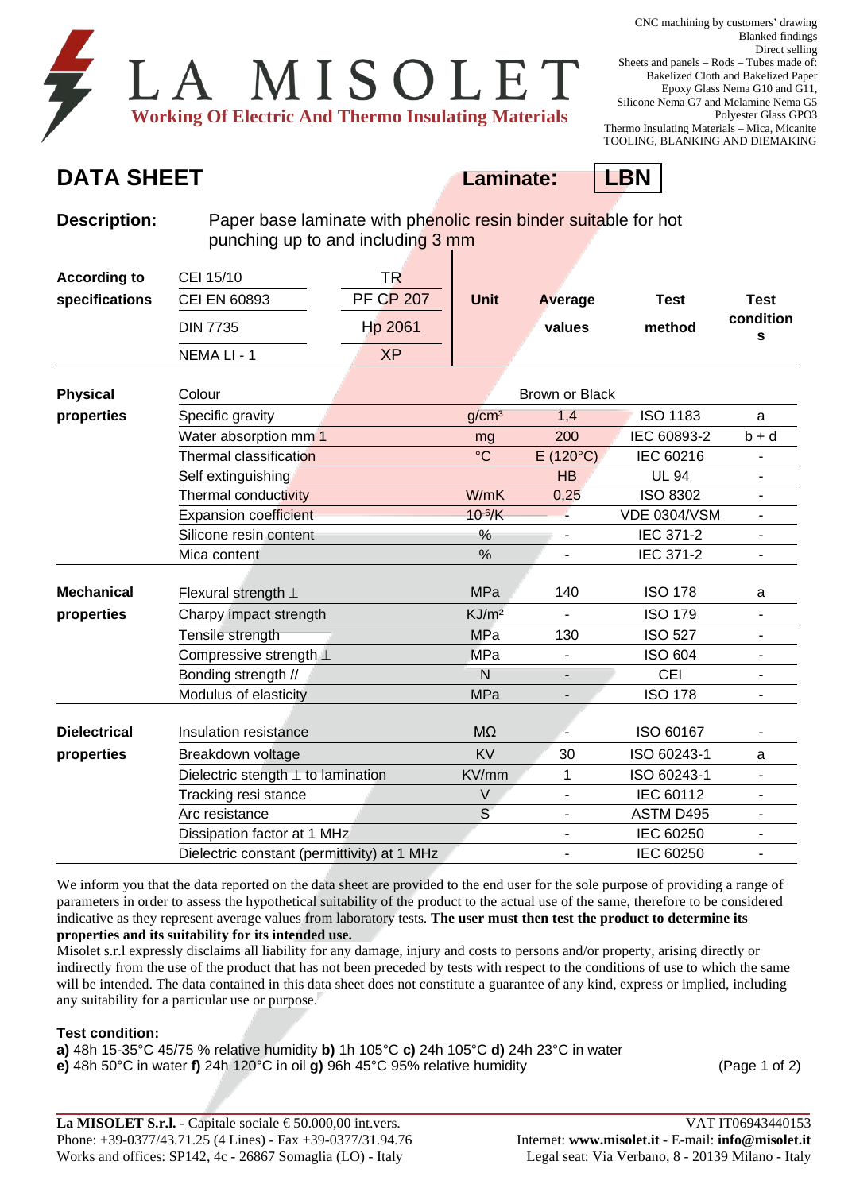# LA MISOLET

**Working Of Electric And Thermo Insulating Materials**

CNC machining by customers' drawing
Blanked findings
Direct selling
Sheets and panels – Rods – Tubes made of:
Bakelized Cloth and Bakelized Paper
Epoxy Glass Nema G10 and G11,
Silicone Nema G7 and Melamine Nema G5
Polyester Glass GPO3
Thermo Insulating Materials – Mica, Micanite
TOOLING, BLANKING AND DIEMAKING

## DATA SHEET

**Laminate: LBN**

**Description:** Paper base laminate with phenolic resin binder suitable for hot punching up to and including 3 mm

| According to specifications | | | Unit | Average values | Test method | Test conditions |
|---|---|---|---|---|---|---|
| | CEI 15/10 | TR | | | | |
| | CEI EN 60893 | PF CP 207 | | | | |
| | DIN 7735 | Hp 2061 | | | | |
| | NEMA LI - 1 | XP | | | | |
| **Physical properties** | Colour | | | Brown or Black | | |
| | Specific gravity | | g/cm³ | 1,4 | ISO 1183 | a |
| | Water absorption mm 1 | | mg | 200 | IEC 60893-2 | b + d |
| | Thermal classification | | °C | E (120°C) | IEC 60216 | - |
| | Self extinguishing | | | HB | UL 94 | - |
| | Thermal conductivity | | W/mK | 0,25 | ISO 8302 | - |
| | Expansion coefficient | | $10^{-6}$/K | - | VDE 0304/VSM | - |
| | Silicone resin content | | % | - | IEC 371-2 | - |
| | Mica content | | % | - | IEC 371-2 | - |
| **Mechanical properties** | Flexural strength ⊥ | | MPa | 140 | ISO 178 | a |
| | Charpy impact strength | | KJ/m² | - | ISO 179 | - |
| | Tensile strength | | MPa | 130 | ISO 527 | - |
| | Compressive strength ⊥ | | MPa | - | ISO 604 | - |
| | Bonding strength // | | N | - | CEI | - |
| | Modulus of elasticity | | MPa | - | ISO 178 | - |
| **Dielectrical properties** | Insulation resistance | | MΩ | - | ISO 60167 | - |
| | Breakdown voltage | | KV | 30 | ISO 60243-1 | a |
| | Dielectric stength ⊥ to lamination | | KV/mm | 1 | ISO 60243-1 | - |
| | Tracking resi stance | | V | - | IEC 60112 | - |
| | Arc resistance | | S | - | ASTM D495 | - |
| | Dissipation factor at 1 MHz | | | - | IEC 60250 | - |
| | Dielectric constant (permittivity) at 1 MHz | | | - | IEC 60250 | - |

We inform you that the data reported on the data sheet are provided to the end user for the sole purpose of providing a range of parameters in order to assess the hypothetical suitability of the product to the actual use of the same, therefore to be considered indicative as they represent average values from laboratory tests. **The user must then test the product to determine its properties and its suitability for its intended use.**
Misolet s.r.l expressly disclaims all liability for any damage, injury and costs to persons and/or property, arising directly or indirectly from the use of the product that has not been preceded by tests with respect to the conditions of use to which the same will be intended. The data contained in this data sheet does not constitute a guarantee of any kind, express or implied, including any suitability for a particular use or purpose.

**Test condition:**
**a)** 48h 15-35°C 45/75 % relative humidity **b)** 1h 105°C **c)** 24h 105°C **d)** 24h 23°C in water
**e)** 48h 50°C in water **f)** 24h 120°C in oil **g)** 96h 45°C 95% relative humidity

**La MISOLET S.r.l.** - Capitale sociale € 50.000,00 int.vers. VAT IT06943440153
Phone: +39-0377/43.71.25 (4 Lines) - Fax +39-0377/31.94.76 Internet: **www.misolet.it** - E-mail: **info@misolet.it**
Works and offices: SP142, 4c - 26867 Somaglia (LO) - Italy Legal seat: Via Verbano, 8 - 20139 Milano - Italy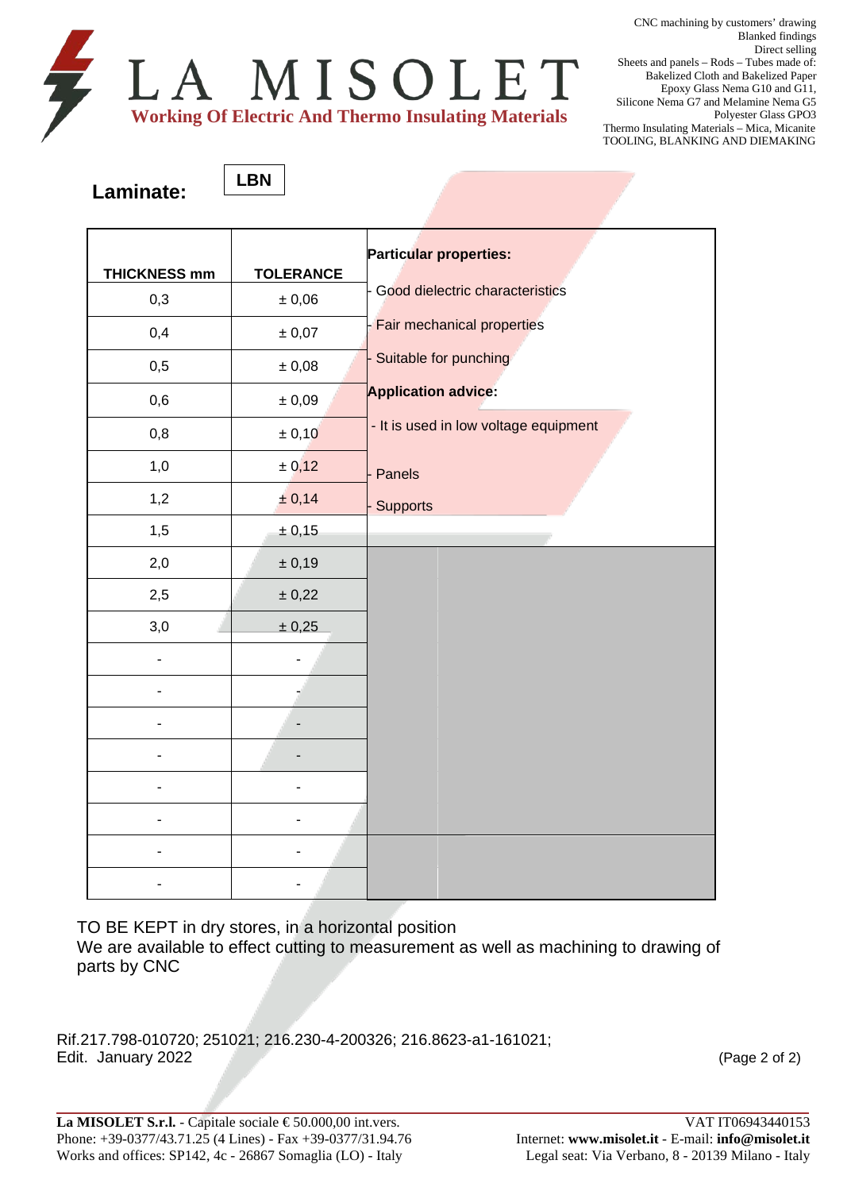# LA MISOLET

**Working Of Electric And Thermo Insulating Materials**

CNC machining by customers' drawing
Blanked findings
Direct selling
Sheets and panels – Rods – Tubes made of:
Bakelized Cloth and Bakelized Paper
Epoxy Glass Nema G10 and G11,
Silicone Nema G7 and Melamine Nema G5
Polyester Glass GPO3
Thermo Insulating Materials – Mica, Micanite
TOOLING, BLANKING AND DIEMAKING

**Laminate:** **LBN**

| THICKNESS mm | TOLERANCE |
|---|---|
| 0,3 | ± 0,06 |
| 0,4 | ± 0,07 |
| 0,5 | ± 0,08 |
| 0,6 | ± 0,09 |
| 0,8 | ± 0,10 |
| 1,0 | ± 0,12 |
| 1,2 | ± 0,14 |
| 1,5 | ± 0,15 |
| 2,0 | ± 0,19 |
| 2,5 | ± 0,22 |
| 3,0 | ± 0,25 |
| - | - |
| - | - |
| - | - |
| - | - |
| - | - |
| - | - |
| - | - |
| - | - |

**Particular properties:**

- Good dielectric characteristics
- Fair mechanical properties
- Suitable for punching

**Application advice:**

- It is used in low voltage equipment
- Panels
- Supports

TO BE KEPT in dry stores, in a horizontal position
We are available to effect cutting to measurement as well as machining to drawing of parts by CNC

Rif.217.798-010720; 251021; 216.230-4-200326; 216.8623-a1-161021;
Edit. January 2022

**La MISOLET S.r.l.** - Capitale sociale € 50.000,00 int.vers.
Phone: +39-0377/43.71.25 (4 Lines) - Fax +39-0377/31.94.76
Works and offices: SP142, 4c - 26867 Somaglia (LO) - Italy

VAT IT06943440153
Internet: **www.misolet.it** - E-mail: **info@misolet.it**
Legal seat: Via Verbano, 8 - 20139 Milano - Italy